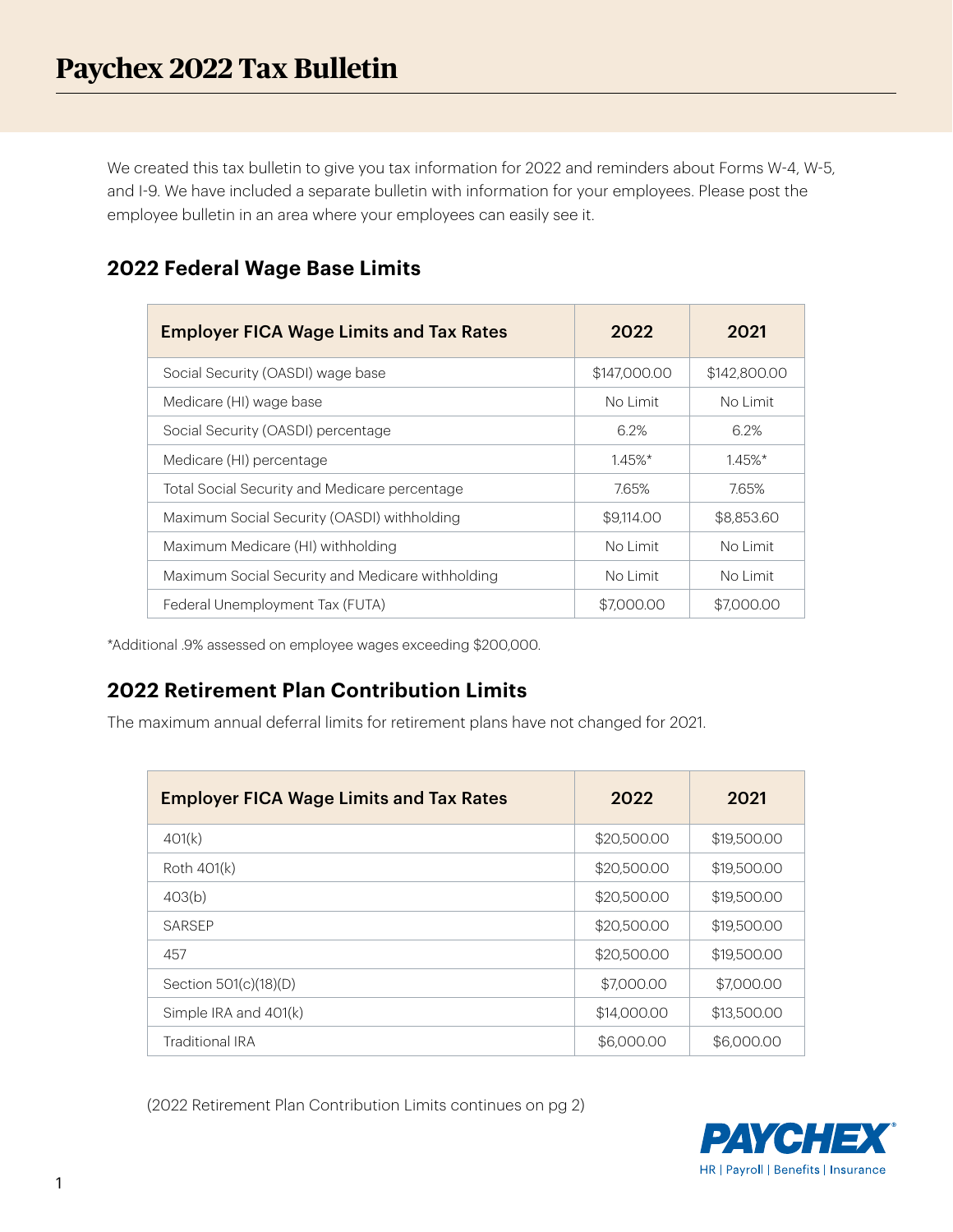# Paychex 2022 Tax Bulletin

We created this tax bulletin to give you tax information for 2022 and reminders about Forms W-4, W-5, and I-9. We have included a separate bulletin with information for your employees. Please post the employee bulletin in an area where your employees can easily see it.

## 2022 Federal Wage Base Limits

| Employer FICA Wage Limits and Tax Rates | 2022 | 2021 |
|---|---|---|
| Social Security (OASDI) wage base | $147,000.00 | $142,800.00 |
| Medicare (HI) wage base | No Limit | No Limit |
| Social Security (OASDI) percentage | 6.2% | 6.2% |
| Medicare (HI) percentage | 1.45%* | 1.45%* |
| Total Social Security and Medicare percentage | 7.65% | 7.65% |
| Maximum Social Security (OASDI) withholding | $9,114.00 | $8,853.60 |
| Maximum Medicare (HI) withholding | No Limit | No Limit |
| Maximum Social Security and Medicare withholding | No Limit | No Limit |
| Federal Unemployment Tax (FUTA) | $7,000.00 | $7,000.00 |

*Additional .9% assessed on employee wages exceeding $200,000.

## 2022 Retirement Plan Contribution Limits

The maximum annual deferral limits for retirement plans have not changed for 2021.

| Employer FICA Wage Limits and Tax Rates | 2022 | 2021 |
|---|---|---|
| 401(k) | $20,500.00 | $19,500.00 |
| Roth 401(k) | $20,500.00 | $19,500.00 |
| 403(b) | $20,500.00 | $19,500.00 |
| SARSEP | $20,500.00 | $19,500.00 |
| 457 | $20,500.00 | $19,500.00 |
| Section 501(c)(18)(D) | $7,000.00 | $7,000.00 |
| Simple IRA and 401(k) | $14,000.00 | $13,500.00 |
| Traditional IRA | $6,000.00 | $6,000.00 |

(2022 Retirement Plan Contribution Limits continues on pg 2)

PAYCHEX
HR | Payroll | Benefits | Insurance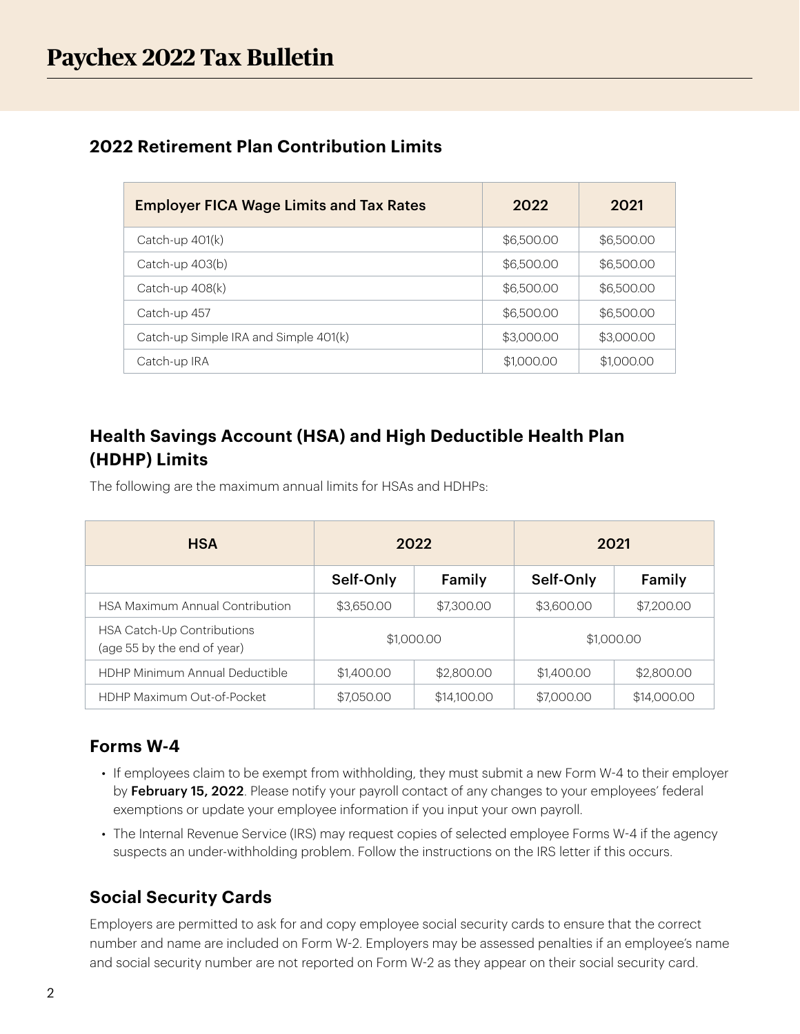# Paychex 2022 Tax Bulletin

## 2022 Retirement Plan Contribution Limits

| Employer FICA Wage Limits and Tax Rates | 2022 | 2021 |
|---|---|---|
| Catch-up 401(k) | $6,500.00 | $6,500.00 |
| Catch-up 403(b) | $6,500.00 | $6,500.00 |
| Catch-up 408(k) | $6,500.00 | $6,500.00 |
| Catch-up 457 | $6,500.00 | $6,500.00 |
| Catch-up Simple IRA and Simple 401(k) | $3,000.00 | $3,000.00 |
| Catch-up IRA | $1,000.00 | $1,000.00 |

## Health Savings Account (HSA) and High Deductible Health Plan (HDHP) Limits

The following are the maximum annual limits for HSAs and HDHPs:

| HSA | 2022 | | 2021 | |
|---|---|---|---|---|
| | Self-Only | Family | Self-Only | Family |
| HSA Maximum Annual Contribution | $3,650.00 | $7,300.00 | $3,600.00 | $7,200.00 |
| HSA Catch-Up Contributions (age 55 by the end of year) | $1,000.00 | | $1,000.00 | |
| HDHP Minimum Annual Deductible | $1,400.00 | $2,800.00 | $1,400.00 | $2,800.00 |
| HDHP Maximum Out-of-Pocket | $7,050.00 | $14,100.00 | $7,000.00 | $14,000.00 |

## Forms W-4

- If employees claim to be exempt from withholding, they must submit a new Form W-4 to their employer by **February 15, 2022**. Please notify your payroll contact of any changes to your employees' federal exemptions or update your employee information if you input your own payroll.
- The Internal Revenue Service (IRS) may request copies of selected employee Forms W-4 if the agency suspects an under-withholding problem. Follow the instructions on the IRS letter if this occurs.

## Social Security Cards

Employers are permitted to ask for and copy employee social security cards to ensure that the correct number and name are included on Form W-2. Employers may be assessed penalties if an employee's name and social security number are not reported on Form W-2 as they appear on their social security card.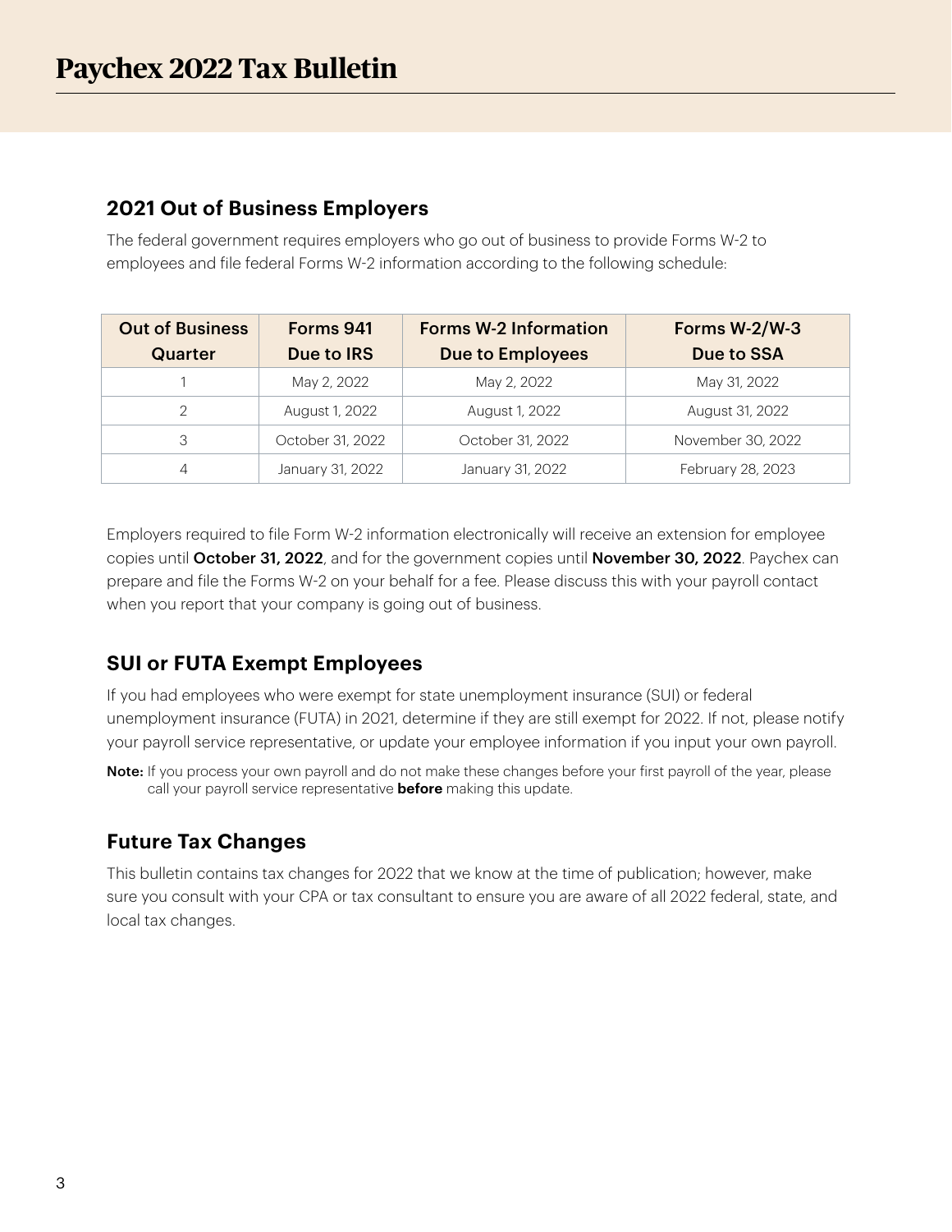## 2021 Out of Business Employers

The federal government requires employers who go out of business to provide Forms W-2 to employees and file federal Forms W-2 information according to the following schedule:

| Out of Business Quarter | Forms 941 Due to IRS | Forms W-2 Information Due to Employees | Forms W-2/W-3 Due to SSA |
|---|---|---|---|
| 1 | May 2, 2022 | May 2, 2022 | May 31, 2022 |
| 2 | August 1, 2022 | August 1, 2022 | August 31, 2022 |
| 3 | October 31, 2022 | October 31, 2022 | November 30, 2022 |
| 4 | January 31, 2022 | January 31, 2022 | February 28, 2023 |

Employers required to file Form W-2 information electronically will receive an extension for employee copies until **October 31, 2022**, and for the government copies until **November 30, 2022**. Paychex can prepare and file the Forms W-2 on your behalf for a fee. Please discuss this with your payroll contact when you report that your company is going out of business.

## SUI or FUTA Exempt Employees

If you had employees who were exempt for state unemployment insurance (SUI) or federal unemployment insurance (FUTA) in 2021, determine if they are still exempt for 2022. If not, please notify your payroll service representative, or update your employee information if you input your own payroll.

**Note:** If you process your own payroll and do not make these changes before your first payroll of the year, please call your payroll service representative **before** making this update.

## Future Tax Changes

This bulletin contains tax changes for 2022 that we know at the time of publication; however, make sure you consult with your CPA or tax consultant to ensure you are aware of all 2022 federal, state, and local tax changes.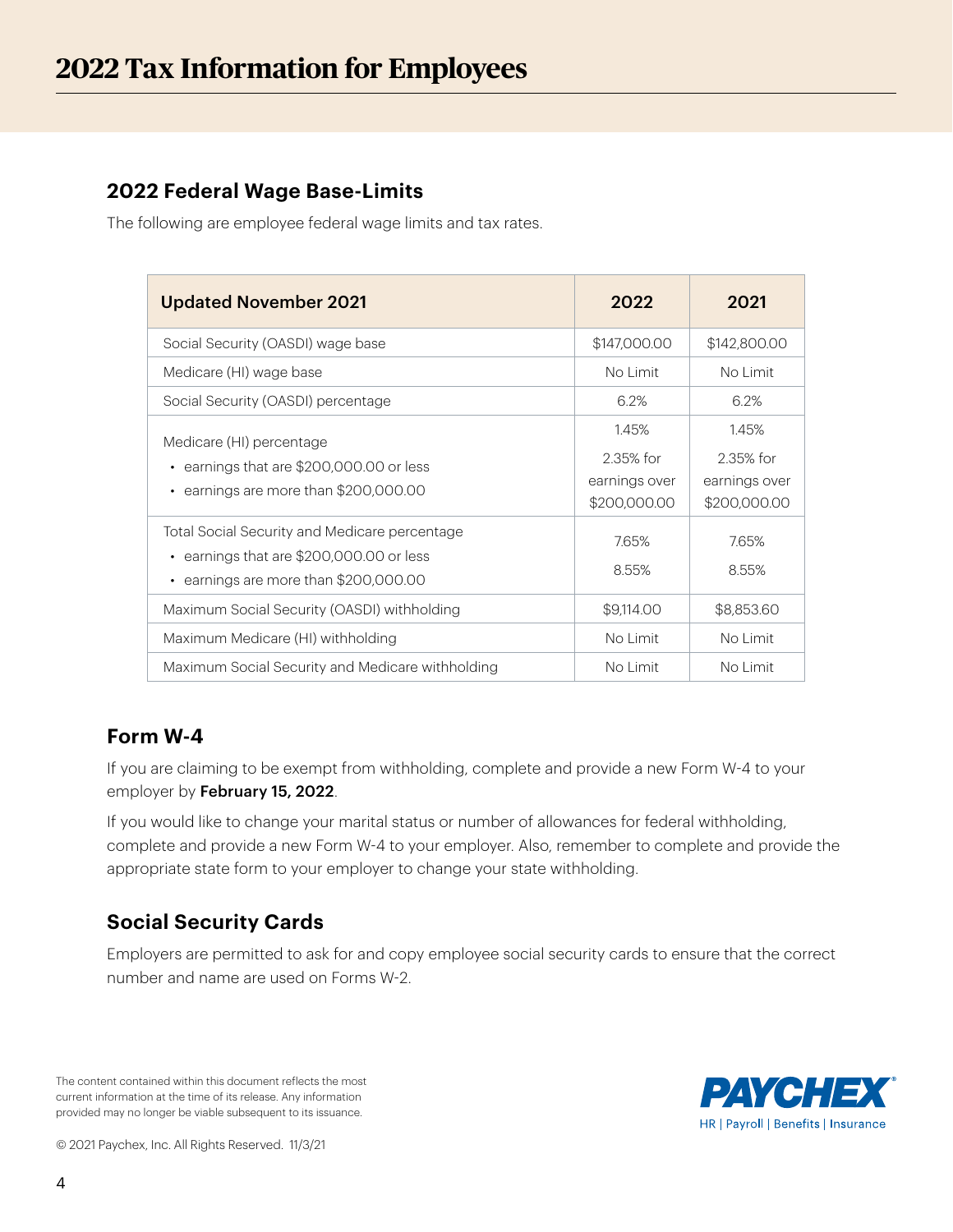# 2022 Tax Information for Employees

## 2022 Federal Wage Base-Limits

The following are employee federal wage limits and tax rates.

| Updated November 2021 | 2022 | 2021 |
|---|---|---|
| Social Security (OASDI) wage base | $147,000.00 | $142,800.00 |
| Medicare (HI) wage base | No Limit | No Limit |
| Social Security (OASDI) percentage | 6.2% | 6.2% |
| Medicare (HI) percentage<br>• earnings that are $200,000.00 or less<br>• earnings are more than $200,000.00 | 1.45%<br>2.35% for earnings over $200,000.00 | 1.45%<br>2.35% for earnings over $200,000.00 |
| Total Social Security and Medicare percentage<br>• earnings that are $200,000.00 or less<br>• earnings are more than $200,000.00 | 7.65%<br>8.55% | 7.65%<br>8.55% |
| Maximum Social Security (OASDI) withholding | $9,114.00 | $8,853.60 |
| Maximum Medicare (HI) withholding | No Limit | No Limit |
| Maximum Social Security and Medicare withholding | No Limit | No Limit |

## Form W-4

If you are claiming to be exempt from withholding, complete and provide a new Form W-4 to your employer by **February 15, 2022**.

If you would like to change your marital status or number of allowances for federal withholding, complete and provide a new Form W-4 to your employer. Also, remember to complete and provide the appropriate state form to your employer to change your state withholding.

## Social Security Cards

Employers are permitted to ask for and copy employee social security cards to ensure that the correct number and name are used on Forms W-2.

The content contained within this document reflects the most current information at the time of its release. Any information provided may no longer be viable subsequent to its issuance.

PAYCHEX®
HR | Payroll | Benefits | Insurance

© 2021 Paychex, Inc. All Rights Reserved. 11/3/21